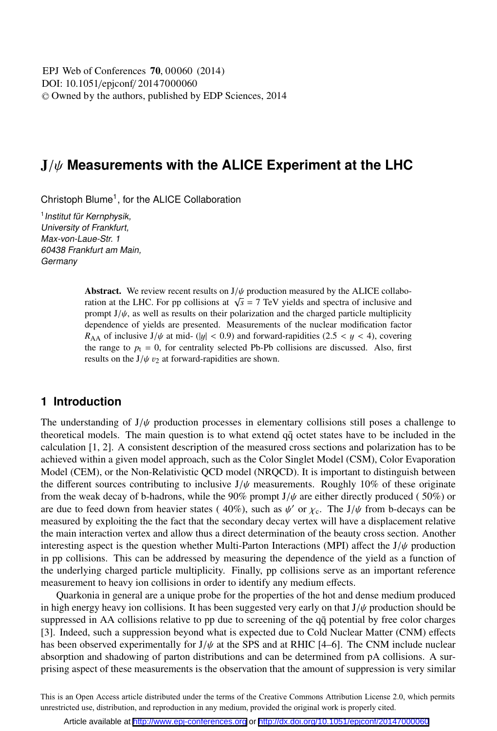EPJ Web of Conferences **70**, 00060 (2014)
DOI: 10.1051/epjconf/20147000060
© Owned by the authors, published by EDP Sciences, 2014

# J/$\psi$ Measurements with the ALICE Experiment at the LHC

Christoph Blume[1], for the ALICE Collaboration

[1] *Institut für Kernphysik, University of Frankfurt, Max-von-Laue-Str. 1 60438 Frankfurt am Main, Germany*

**Abstract.** We review recent results on J/$\psi$ production measured by the ALICE collaboration at the LHC. For pp collisions at $\sqrt{s}$ = 7 TeV yields and spectra of inclusive and prompt J/$\psi$, as well as results on their polarization and the charged particle multiplicity dependence of yields are presented. Measurements of the nuclear modification factor $R_{AA}$ of inclusive J/$\psi$ at mid- ($|y| < 0.9$) and forward-rapidities ($2.5 < y < 4$), covering the range to $p_t = 0$, for centrality selected Pb-Pb collisions are discussed. Also, first results on the J/$\psi$ $v_2$ at forward-rapidities are shown.

## 1 Introduction

The understanding of J/$\psi$ production processes in elementary collisions still poses a challenge to theoretical models. The main question is to what extend $q\bar{q}$ octet states have to be included in the calculation [1, 2]. A consistent description of the measured cross sections and polarization has to be achieved within a given model approach, such as the Color Singlet Model (CSM), Color Evaporation Model (CEM), or the Non-Relativistic QCD model (NRQCD). It is important to distinguish between the different sources contributing to inclusive J/$\psi$ measurements. Roughly 10% of these originate from the weak decay of b-hadrons, while the 90% prompt J/$\psi$ are either directly produced ( 50%) or are due to feed down from heavier states ( 40%), such as $\psi'$ or $\chi_c$. The J/$\psi$ from b-decays can be measured by exploiting the the fact that the secondary decay vertex will have a displacement relative the main interaction vertex and allow thus a direct determination of the beauty cross section. Another interesting aspect is the question whether Multi-Parton Interactions (MPI) affect the J/$\psi$ production in pp collisions. This can be addressed by measuring the dependence of the yield as a function of the underlying charged particle multiplicity. Finally, pp collisions serve as an important reference measurement to heavy ion collisions in order to identify any medium effects.

Quarkonia in general are a unique probe for the properties of the hot and dense medium produced in high energy heavy ion collisions. It has been suggested very early on that J/$\psi$ production should be suppressed in AA collisions relative to pp due to screening of the $q\bar{q}$ potential by free color charges [3]. Indeed, such a suppression beyond what is expected due to Cold Nuclear Matter (CNM) effects has been observed experimentally for J/$\psi$ at the SPS and at RHIC [4–6]. The CNM include nuclear absorption and shadowing of parton distributions and can be determined from pA collisions. A surprising aspect of these measurements is the observation that the amount of suppression is very similar

This is an Open Access article distributed under the terms of the Creative Commons Attribution License 2.0, which permits unrestricted use, distribution, and reproduction in any medium, provided the original work is properly cited.

Article available at http://www.epj-conferences.org or http://dx.doi.org/10.1051/epjconf/20147000060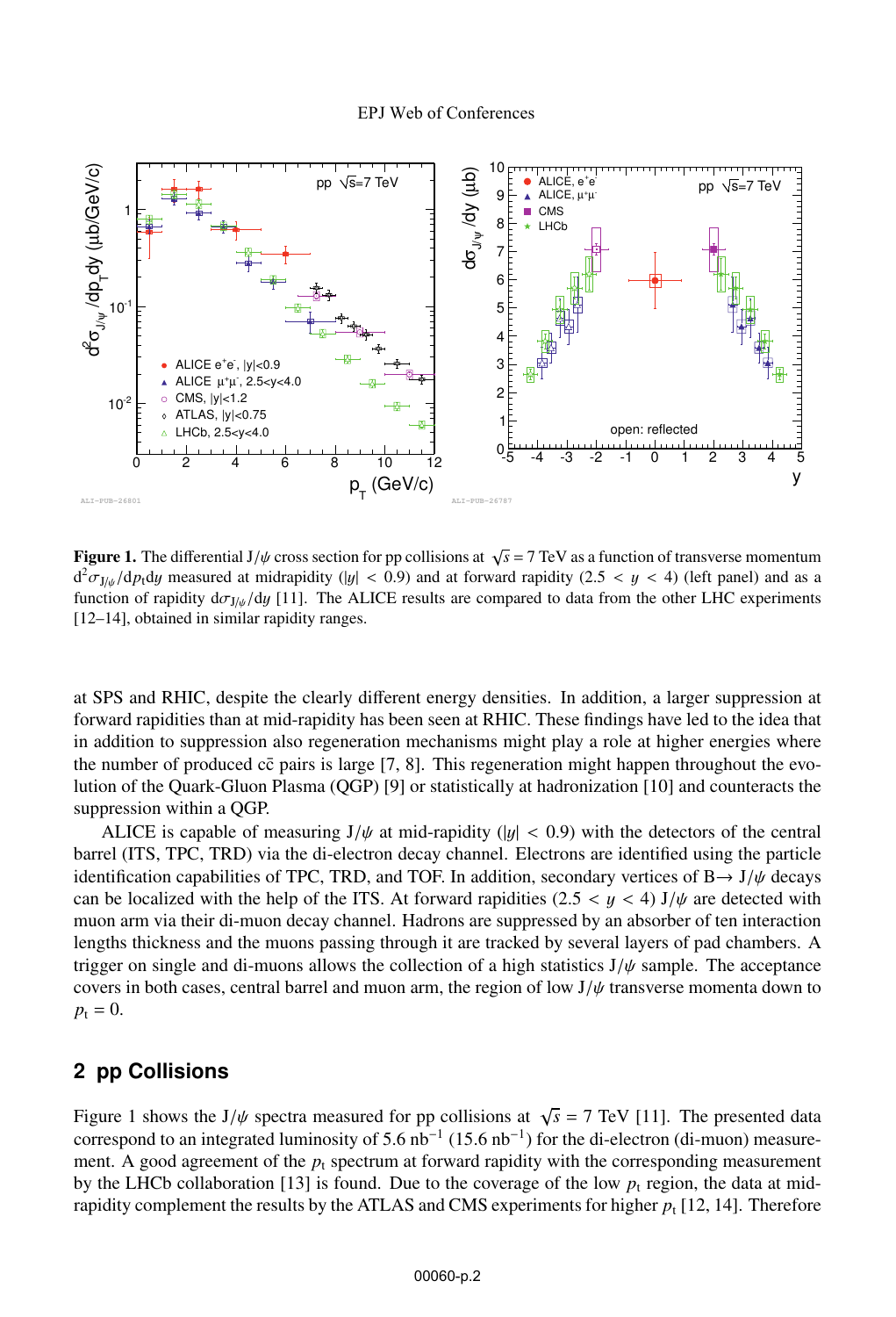**Figure 1.** The differential J/$\psi$ cross section for pp collisions at $\sqrt{s} = 7$ TeV as a function of transverse momentum $d^2\sigma_{J/\psi}/dp_t dy$ measured at midrapidity ($|y| < 0.9$) and at forward rapidity ($2.5 < y < 4$) (left panel) and as a function of rapidity $d\sigma_{J/\psi}/dy$ [11]. The ALICE results are compared to data from the other LHC experiments [12–14], obtained in similar rapidity ranges.

at SPS and RHIC, despite the clearly different energy densities. In addition, a larger suppression at forward rapidities than at mid-rapidity has been seen at RHIC. These findings have led to the idea that in addition to suppression also regeneration mechanisms might play a role at higher energies where the number of produced $c\bar{c}$ pairs is large [7, 8]. This regeneration might happen throughout the evolution of the Quark-Gluon Plasma (QGP) [9] or statistically at hadronization [10] and counteracts the suppression within a QGP.

ALICE is capable of measuring J/$\psi$ at mid-rapidity ($|y| < 0.9$) with the detectors of the central barrel (ITS, TPC, TRD) via the di-electron decay channel. Electrons are identified using the particle identification capabilities of TPC, TRD, and TOF. In addition, secondary vertices of B→ J/$\psi$ decays can be localized with the help of the ITS. At forward rapidities ($2.5 < y < 4$) J/$\psi$ are detected with muon arm via their di-muon decay channel. Hadrons are suppressed by an absorber of ten interaction lengths thickness and the muons passing through it are tracked by several layers of pad chambers. A trigger on single and di-muons allows the collection of a high statistics J/$\psi$ sample. The acceptance covers in both cases, central barrel and muon arm, the region of low J/$\psi$ transverse momenta down to $p_t = 0$.

## 2 pp Collisions

Figure 1 shows the J/$\psi$ spectra measured for pp collisions at $\sqrt{s} = 7$ TeV [11]. The presented data correspond to an integrated luminosity of 5.6 nb$^{-1}$ (15.6 nb$^{-1}$) for the di-electron (di-muon) measurement. A good agreement of the $p_t$ spectrum at forward rapidity with the corresponding measurement by the LHCb collaboration [13] is found. Due to the coverage of the low $p_t$ region, the data at mid-rapidity complement the results by the ATLAS and CMS experiments for higher $p_t$ [12, 14]. Therefore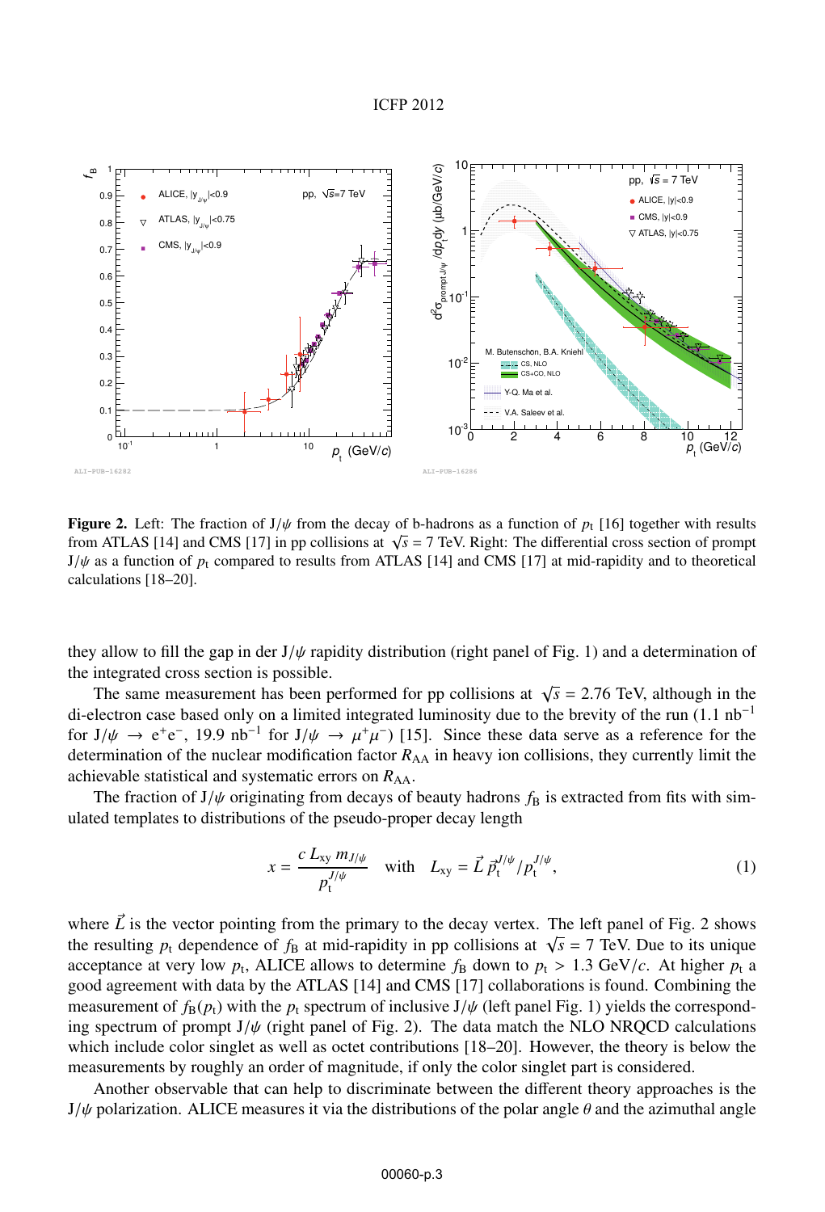**Figure 2.** Left: The fraction of $J/\psi$ from the decay of b-hadrons as a function of $p_t$ [16] together with results from ATLAS [14] and CMS [17] in pp collisions at $\sqrt{s}$ = 7 TeV. Right: The differential cross section of prompt $J/\psi$ as a function of $p_t$ compared to results from ATLAS [14] and CMS [17] at mid-rapidity and to theoretical calculations [18–20].

they allow to fill the gap in der $J/\psi$ rapidity distribution (right panel of Fig. 1) and a determination of the integrated cross section is possible.

The same measurement has been performed for pp collisions at $\sqrt{s}$ = 2.76 TeV, although in the di-electron case based only on a limited integrated luminosity due to the brevity of the run (1.1 nb$^{-1}$ for $J/\psi \rightarrow e^+e^-$, 19.9 nb$^{-1}$ for $J/\psi \rightarrow \mu^+\mu^-$) [15]. Since these data serve as a reference for the determination of the nuclear modification factor $R_{AA}$ in heavy ion collisions, they currently limit the achievable statistical and systematic errors on $R_{AA}$.

The fraction of $J/\psi$ originating from decays of beauty hadrons $f_B$ is extracted from fits with simulated templates to distributions of the pseudo-proper decay length

$$x = \frac{c\, L_{xy}\, m_{J/\psi}}{p_t^{J/\psi}} \quad \text{with} \quad L_{xy} = \vec{L}\, \vec{p}_t^{\,J/\psi} / p_t^{J/\psi}, \tag{1}$$

where $\vec{L}$ is the vector pointing from the primary to the decay vertex. The left panel of Fig. 2 shows the resulting $p_t$ dependence of $f_B$ at mid-rapidity in pp collisions at $\sqrt{s}$ = 7 TeV. Due to its unique acceptance at very low $p_t$, ALICE allows to determine $f_B$ down to $p_t$ > 1.3 GeV/$c$. At higher $p_t$ a good agreement with data by the ATLAS [14] and CMS [17] collaborations is found. Combining the measurement of $f_B(p_t)$ with the $p_t$ spectrum of inclusive $J/\psi$ (left panel Fig. 1) yields the corresponding spectrum of prompt $J/\psi$ (right panel of Fig. 2). The data match the NLO NRQCD calculations which include color singlet as well as octet contributions [18–20]. However, the theory is below the measurements by roughly an order of magnitude, if only the color singlet part is considered.

Another observable that can help to discriminate between the different theory approaches is the $J/\psi$ polarization. ALICE measures it via the distributions of the polar angle $\theta$ and the azimuthal angle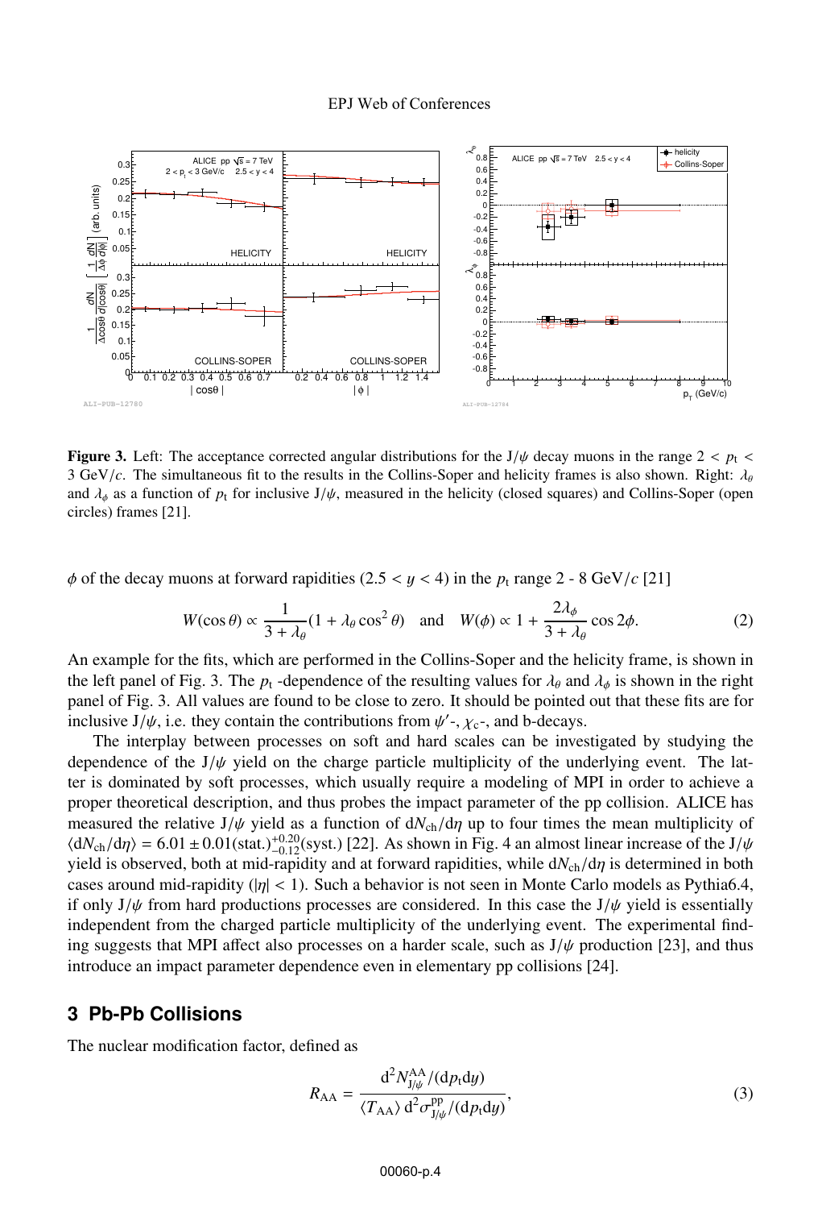**Figure 3.** Left: The acceptance corrected angular distributions for the J/$\psi$ decay muons in the range $2 < p_{\mathrm{t}} < 3$ GeV/$c$. The simultaneous fit to the results in the Collins-Soper and helicity frames is also shown. Right: $\lambda_\theta$ and $\lambda_\phi$ as a function of $p_{\mathrm{t}}$ for inclusive J/$\psi$, measured in the helicity (closed squares) and Collins-Soper (open circles) frames [21].

$\phi$ of the decay muons at forward rapidities ($2.5 < y < 4$) in the $p_{\mathrm{t}}$ range 2 - 8 GeV/$c$ [21]

$$W(\cos\theta) \propto \frac{1}{3+\lambda_\theta}(1+\lambda_\theta \cos^2\theta) \quad \text{and} \quad W(\phi) \propto 1 + \frac{2\lambda_\phi}{3+\lambda_\theta}\cos 2\phi. \tag{2}$$

An example for the fits, which are performed in the Collins-Soper and the helicity frame, is shown in the left panel of Fig. 3. The $p_{\mathrm{t}}$ -dependence of the resulting values for $\lambda_\theta$ and $\lambda_\phi$ is shown in the right panel of Fig. 3. All values are found to be close to zero. It should be pointed out that these fits are for inclusive J/$\psi$, i.e. they contain the contributions from $\psi'$-, $\chi_{\mathrm{c}}$-, and b-decays.

The interplay between processes on soft and hard scales can be investigated by studying the dependence of the J/$\psi$ yield on the charge particle multiplicity of the underlying event. The latter is dominated by soft processes, which usually require a modeling of MPI in order to achieve a proper theoretical description, and thus probes the impact parameter of the pp collision. ALICE has measured the relative J/$\psi$ yield as a function of $\mathrm{d}N_{\mathrm{ch}}/\mathrm{d}\eta$ up to four times the mean multiplicity of $\langle \mathrm{d}N_{\mathrm{ch}}/\mathrm{d}\eta \rangle = 6.01 \pm 0.01(\mathrm{stat.})^{+0.20}_{-0.12}(\mathrm{syst.})$ [22]. As shown in Fig. 4 an almost linear increase of the J/$\psi$ yield is observed, both at mid-rapidity and at forward rapidities, while $\mathrm{d}N_{\mathrm{ch}}/\mathrm{d}\eta$ is determined in both cases around mid-rapidity ($|\eta| < 1$). Such a behavior is not seen in Monte Carlo models as Pythia6.4, if only J/$\psi$ from hard productions processes are considered. In this case the J/$\psi$ yield is essentially independent from the charged particle multiplicity of the underlying event. The experimental finding suggests that MPI affect also processes on a harder scale, such as J/$\psi$ production [23], and thus introduce an impact parameter dependence even in elementary pp collisions [24].

## 3 Pb-Pb Collisions

The nuclear modification factor, defined as

$$R_{\mathrm{AA}} = \frac{\mathrm{d}^2 N^{\mathrm{AA}}_{\mathrm{J}/\psi}/(\mathrm{d}p_{\mathrm{t}}\mathrm{d}y)}{\langle T_{\mathrm{AA}}\rangle\, \mathrm{d}^2\sigma^{\mathrm{pp}}_{\mathrm{J}/\psi}/(\mathrm{d}p_{\mathrm{t}}\mathrm{d}y)}, \tag{3}$$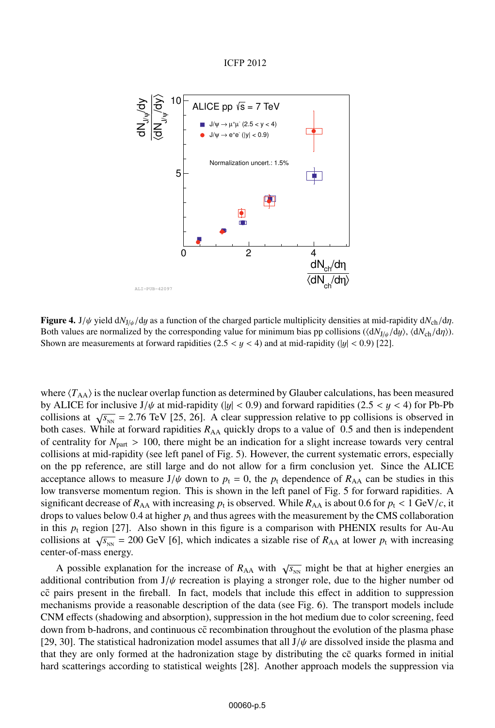**Figure 4.** J/$\psi$ yield $\mathrm{d}N_{\mathrm{J}/\psi}/\mathrm{d}y$ as a function of the charged particle multiplicity densities at mid-rapidity $\mathrm{d}N_{\mathrm{ch}}/\mathrm{d}\eta$. Both values are normalized by the corresponding value for minimum bias pp collisions ($\langle \mathrm{d}N_{\mathrm{J}/\psi}/\mathrm{d}y\rangle$, $\langle \mathrm{d}N_{\mathrm{ch}}/\mathrm{d}\eta\rangle$). Shown are measurements at forward rapidities ($2.5 < y < 4$) and at mid-rapidity ($|y| < 0.9$) [22].

where $\langle T_{\mathrm{AA}}\rangle$ is the nuclear overlap function as determined by Glauber calculations, has been measured by ALICE for inclusive J/$\psi$ at mid-rapidity ($|y| < 0.9$) and forward rapidities ($2.5 < y < 4$) for Pb-Pb collisions at $\sqrt{s_{\mathrm{NN}}} = 2.76$ TeV [25, 26]. A clear suppression relative to pp collisions is observed in both cases. While at forward rapidities $R_{\mathrm{AA}}$ quickly drops to a value of 0.5 and then is independent of centrality for $N_{\mathrm{part}} > 100$, there might be an indication for a slight increase towards very central collisions at mid-rapidity (see left panel of Fig. 5). However, the current systematic errors, especially on the pp reference, are still large and do not allow for a firm conclusion yet. Since the ALICE acceptance allows to measure J/$\psi$ down to $p_{\mathrm{t}} = 0$, the $p_{\mathrm{t}}$ dependence of $R_{\mathrm{AA}}$ can be studies in this low transverse momentum region. This is shown in the left panel of Fig. 5 for forward rapidities. A significant decrease of $R_{\mathrm{AA}}$ with increasing $p_{\mathrm{t}}$ is observed. While $R_{\mathrm{AA}}$ is about 0.6 for $p_{\mathrm{t}} < 1$ GeV/$c$, it drops to values below 0.4 at higher $p_{\mathrm{t}}$ and thus agrees with the measurement by the CMS collaboration in this $p_{\mathrm{t}}$ region [27]. Also shown in this figure is a comparison with PHENIX results for Au-Au collisions at $\sqrt{s_{\mathrm{NN}}} = 200$ GeV [6], which indicates a sizable rise of $R_{\mathrm{AA}}$ at lower $p_{\mathrm{t}}$ with increasing center-of-mass energy.

A possible explanation for the increase of $R_{\mathrm{AA}}$ with $\sqrt{s_{\mathrm{NN}}}$ might be that at higher energies an additional contribution from J/$\psi$ recreation is playing a stronger role, due to the higher number od $\mathrm{c\bar{c}}$ pairs present in the fireball. In fact, models that include this effect in addition to suppression mechanisms provide a reasonable description of the data (see Fig. 6). The transport models include CNM effects (shadowing and absorption), suppression in the hot medium due to color screening, feed down from b-hadrons, and continuous $\mathrm{c\bar{c}}$ recombination throughout the evolution of the plasma phase [29, 30]. The statistical hadronization model assumes that all J/$\psi$ are dissolved inside the plasma and that they are only formed at the hadronization stage by distributing the $\mathrm{c\bar{c}}$ quarks formed in initial hard scatterings according to statistical weights [28]. Another approach models the suppression via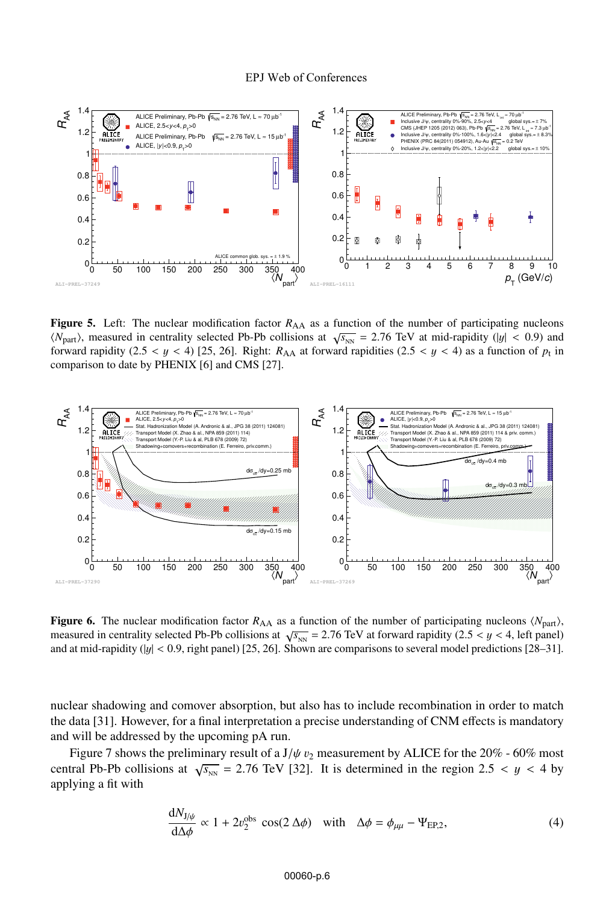**Figure 5.** Left: The nuclear modification factor $R_{AA}$ as a function of the number of participating nucleons $\langle N_{part}\rangle$, measured in centrality selected Pb-Pb collisions at $\sqrt{s_{NN}}$ = 2.76 TeV at mid-rapidity ($|y|$ < 0.9) and forward rapidity (2.5 < $y$ < 4) [25, 26]. Right: $R_{AA}$ at forward rapidities (2.5 < $y$ < 4) as a function of $p_t$ in comparison to date by PHENIX [6] and CMS [27].

**Figure 6.** The nuclear modification factor $R_{AA}$ as a function of the number of participating nucleons $\langle N_{part}\rangle$, measured in centrality selected Pb-Pb collisions at $\sqrt{s_{NN}}$ = 2.76 TeV at forward rapidity (2.5 < $y$ < 4, left panel) and at mid-rapidity ($|y|$ < 0.9, right panel) [25, 26]. Shown are comparisons to several model predictions [28–31].

nuclear shadowing and comover absorption, but also has to include recombination in order to match the data [31]. However, for a final interpretation a precise understanding of CNM effects is mandatory and will be addressed by the upcoming pA run.

Figure 7 shows the preliminary result of a J/$\psi$ $v_2$ measurement by ALICE for the 20% - 60% most central Pb-Pb collisions at $\sqrt{s_{NN}}$ = 2.76 TeV [32]. It is determined in the region 2.5 < $y$ < 4 by applying a fit with

$$\frac{dN_{J/\psi}}{d\Delta\phi} \propto 1 + 2v_2^{obs}\cos(2\,\Delta\phi) \quad \text{with} \quad \Delta\phi = \phi_{\mu\mu} - \Psi_{EP,2}, \tag{4}$$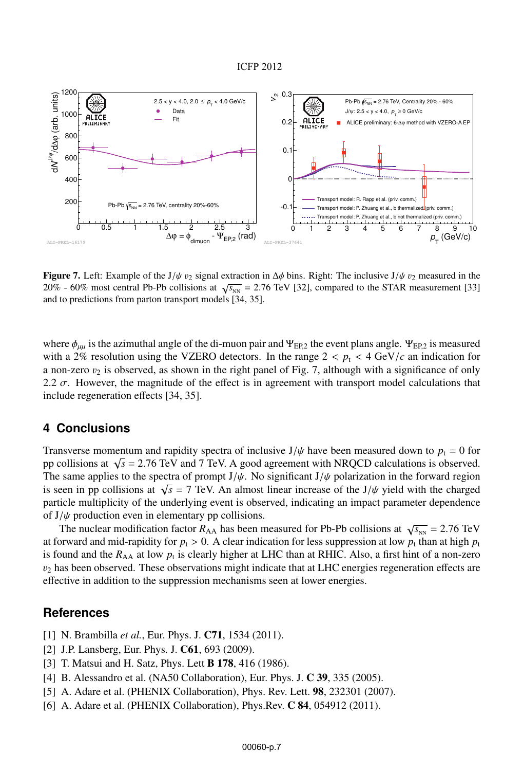**Figure 7.** Left: Example of the J/$\psi$ $v_2$ signal extraction in $\Delta\phi$ bins. Right: The inclusive J/$\psi$ $v_2$ measured in the 20% - 60% most central Pb-Pb collisions at $\sqrt{s_{\rm NN}}$ = 2.76 TeV [32], compared to the STAR measurement [33] and to predictions from parton transport models [34, 35].

where $\phi_{\mu\mu}$ is the azimuthal angle of the di-muon pair and $\Psi_{\rm EP,2}$ the event plans angle. $\Psi_{\rm EP,2}$ is measured with a 2% resolution using the VZERO detectors. In the range $2 < p_{\rm t} < 4$ GeV/$c$ an indication for a non-zero $v_2$ is observed, as shown in the right panel of Fig. 7, although with a significance of only 2.2 $\sigma$. However, the magnitude of the effect is in agreement with transport model calculations that include regeneration effects [34, 35].

## 4 Conclusions

Transverse momentum and rapidity spectra of inclusive J/$\psi$ have been measured down to $p_{\rm t}$ = 0 for pp collisions at $\sqrt{s}$ = 2.76 TeV and 7 TeV. A good agreement with NRQCD calculations is observed. The same applies to the spectra of prompt J/$\psi$. No significant J/$\psi$ polarization in the forward region is seen in pp collisions at $\sqrt{s}$ = 7 TeV. An almost linear increase of the J/$\psi$ yield with the charged particle multiplicity of the underlying event is observed, indicating an impact parameter dependence of J/$\psi$ production even in elementary pp collisions.

The nuclear modification factor $R_{\rm AA}$ has been measured for Pb-Pb collisions at $\sqrt{s_{\rm NN}}$ = 2.76 TeV at forward and mid-rapidity for $p_{\rm t} > 0$. A clear indication for less suppression at low $p_{\rm t}$ than at high $p_{\rm t}$ is found and the $R_{\rm AA}$ at low $p_{\rm t}$ is clearly higher at LHC than at RHIC. Also, a first hint of a non-zero $v_2$ has been observed. These observations might indicate that at LHC energies regeneration effects are effective in addition to the suppression mechanisms seen at lower energies.

## References

[1] N. Brambilla *et al.*, Eur. Phys. J. **C71**, 1534 (2011).

[2] J.P. Lansberg, Eur. Phys. J. **C61**, 693 (2009).

[3] T. Matsui and H. Satz, Phys. Lett **B 178**, 416 (1986).

[4] B. Alessandro et al. (NA50 Collaboration), Eur. Phys. J. **C 39**, 335 (2005).

[5] A. Adare et al. (PHENIX Collaboration), Phys. Rev. Lett. **98**, 232301 (2007).

[6] A. Adare et al. (PHENIX Collaboration), Phys.Rev. **C 84**, 054912 (2011).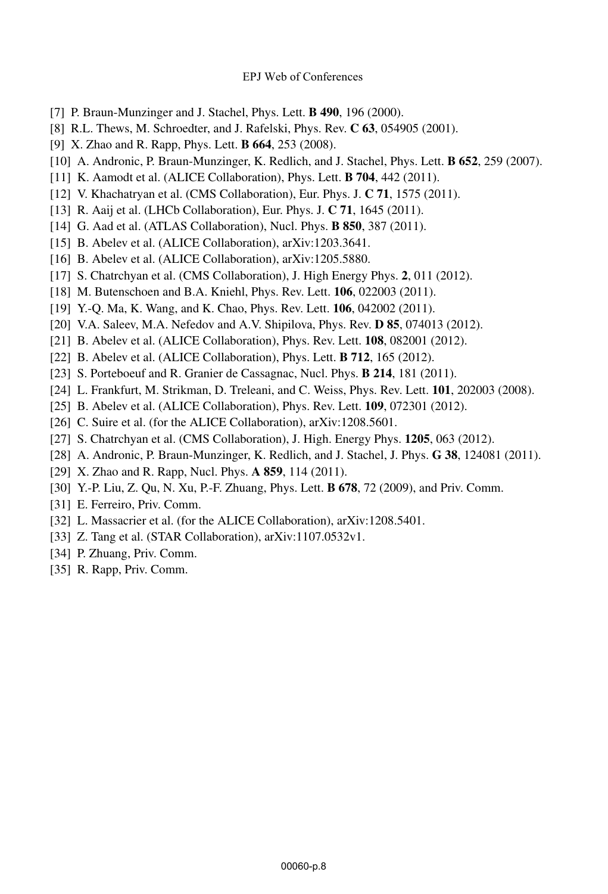[7] P. Braun-Munzinger and J. Stachel, Phys. Lett. **B 490**, 196 (2000).
[8] R.L. Thews, M. Schroedter, and J. Rafelski, Phys. Rev. **C 63**, 054905 (2001).
[9] X. Zhao and R. Rapp, Phys. Lett. **B 664**, 253 (2008).
[10] A. Andronic, P. Braun-Munzinger, K. Redlich, and J. Stachel, Phys. Lett. **B 652**, 259 (2007).
[11] K. Aamodt et al. (ALICE Collaboration), Phys. Lett. **B 704**, 442 (2011).
[12] V. Khachatryan et al. (CMS Collaboration), Eur. Phys. J. **C 71**, 1575 (2011).
[13] R. Aaij et al. (LHCb Collaboration), Eur. Phys. J. **C 71**, 1645 (2011).
[14] G. Aad et al. (ATLAS Collaboration), Nucl. Phys. **B 850**, 387 (2011).
[15] B. Abelev et al. (ALICE Collaboration), arXiv:1203.3641.
[16] B. Abelev et al. (ALICE Collaboration), arXiv:1205.5880.
[17] S. Chatrchyan et al. (CMS Collaboration), J. High Energy Phys. **2**, 011 (2012).
[18] M. Butenschoen and B.A. Kniehl, Phys. Rev. Lett. **106**, 022003 (2011).
[19] Y.-Q. Ma, K. Wang, and K. Chao, Phys. Rev. Lett. **106**, 042002 (2011).
[20] V.A. Saleev, M.A. Nefedov and A.V. Shipilova, Phys. Rev. **D 85**, 074013 (2012).
[21] B. Abelev et al. (ALICE Collaboration), Phys. Rev. Lett. **108**, 082001 (2012).
[22] B. Abelev et al. (ALICE Collaboration), Phys. Lett. **B 712**, 165 (2012).
[23] S. Porteboeuf and R. Granier de Cassagnac, Nucl. Phys. **B 214**, 181 (2011).
[24] L. Frankfurt, M. Strikman, D. Treleani, and C. Weiss, Phys. Rev. Lett. **101**, 202003 (2008).
[25] B. Abelev et al. (ALICE Collaboration), Phys. Rev. Lett. **109**, 072301 (2012).
[26] C. Suire et al. (for the ALICE Collaboration), arXiv:1208.5601.
[27] S. Chatrchyan et al. (CMS Collaboration), J. High. Energy Phys. **1205**, 063 (2012).
[28] A. Andronic, P. Braun-Munzinger, K. Redlich, and J. Stachel, J. Phys. **G 38**, 124081 (2011).
[29] X. Zhao and R. Rapp, Nucl. Phys. **A 859**, 114 (2011).
[30] Y.-P. Liu, Z. Qu, N. Xu, P.-F. Zhuang, Phys. Lett. **B 678**, 72 (2009), and Priv. Comm.
[31] E. Ferreiro, Priv. Comm.
[32] L. Massacrier et al. (for the ALICE Collaboration), arXiv:1208.5401.
[33] Z. Tang et al. (STAR Collaboration), arXiv:1107.0532v1.
[34] P. Zhuang, Priv. Comm.
[35] R. Rapp, Priv. Comm.